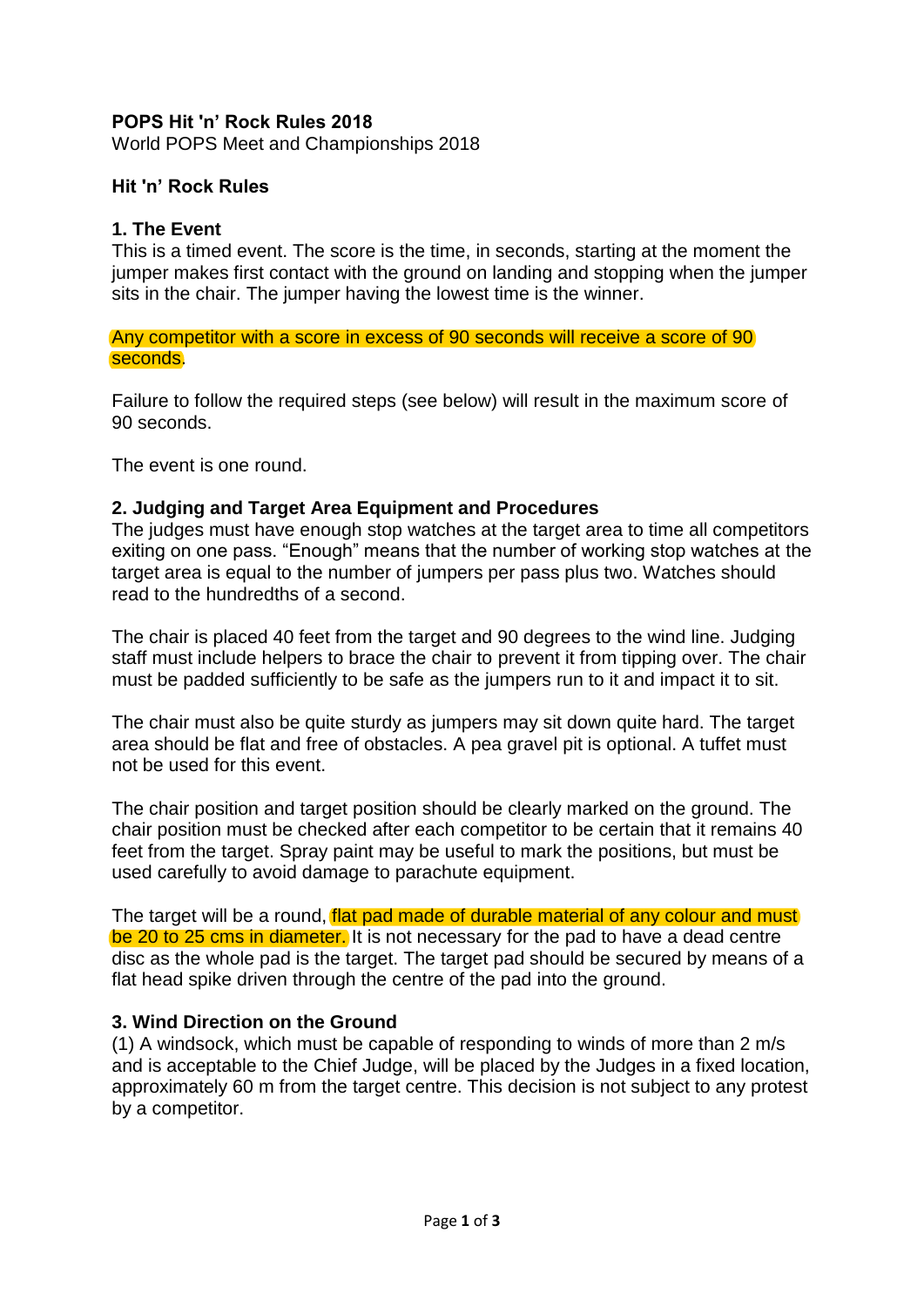**POPS Hit 'n' Rock Rules 2018**
World POPS Meet and Championships 2018

## Hit 'n' Rock Rules

### 1. The Event

This is a timed event. The score is the time, in seconds, starting at the moment the jumper makes first contact with the ground on landing and stopping when the jumper sits in the chair. The jumper having the lowest time is the winner.

Any competitor with a score in excess of 90 seconds will receive a score of 90 seconds.

Failure to follow the required steps (see below) will result in the maximum score of 90 seconds.

The event is one round.

### 2. Judging and Target Area Equipment and Procedures

The judges must have enough stop watches at the target area to time all competitors exiting on one pass. "Enough" means that the number of working stop watches at the target area is equal to the number of jumpers per pass plus two. Watches should read to the hundredths of a second.

The chair is placed 40 feet from the target and 90 degrees to the wind line. Judging staff must include helpers to brace the chair to prevent it from tipping over. The chair must be padded sufficiently to be safe as the jumpers run to it and impact it to sit.

The chair must also be quite sturdy as jumpers may sit down quite hard. The target area should be flat and free of obstacles. A pea gravel pit is optional. A tuffet must not be used for this event.

The chair position and target position should be clearly marked on the ground. The chair position must be checked after each competitor to be certain that it remains 40 feet from the target. Spray paint may be useful to mark the positions, but must be used carefully to avoid damage to parachute equipment.

The target will be a round, flat pad made of durable material of any colour and must be 20 to 25 cms in diameter. It is not necessary for the pad to have a dead centre disc as the whole pad is the target. The target pad should be secured by means of a flat head spike driven through the centre of the pad into the ground.

### 3. Wind Direction on the Ground

(1) A windsock, which must be capable of responding to winds of more than 2 m/s and is acceptable to the Chief Judge, will be placed by the Judges in a fixed location, approximately 60 m from the target centre. This decision is not subject to any protest by a competitor.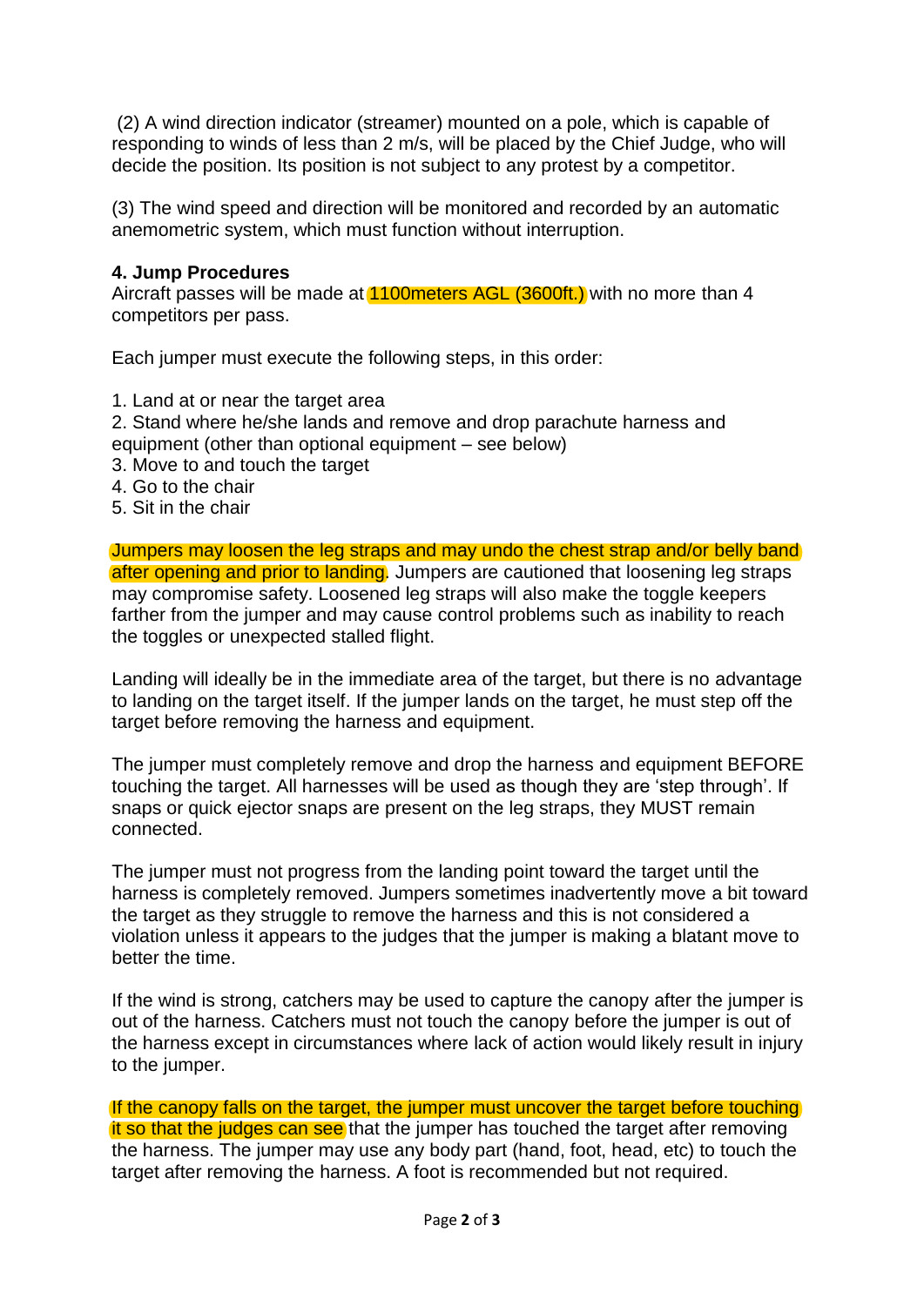(2) A wind direction indicator (streamer) mounted on a pole, which is capable of responding to winds of less than 2 m/s, will be placed by the Chief Judge, who will decide the position. Its position is not subject to any protest by a competitor.

(3) The wind speed and direction will be monitored and recorded by an automatic anemometric system, which must function without interruption.

**4. Jump Procedures**

Aircraft passes will be made at 1100meters AGL (3600ft.) with no more than 4 competitors per pass.

Each jumper must execute the following steps, in this order:

1. Land at or near the target area
2. Stand where he/she lands and remove and drop parachute harness and equipment (other than optional equipment – see below)
3. Move to and touch the target
4. Go to the chair
5. Sit in the chair

Jumpers may loosen the leg straps and may undo the chest strap and/or belly band after opening and prior to landing. Jumpers are cautioned that loosening leg straps may compromise safety. Loosened leg straps will also make the toggle keepers farther from the jumper and may cause control problems such as inability to reach the toggles or unexpected stalled flight.

Landing will ideally be in the immediate area of the target, but there is no advantage to landing on the target itself. If the jumper lands on the target, he must step off the target before removing the harness and equipment.

The jumper must completely remove and drop the harness and equipment BEFORE touching the target. All harnesses will be used as though they are 'step through'. If snaps or quick ejector snaps are present on the leg straps, they MUST remain connected.

The jumper must not progress from the landing point toward the target until the harness is completely removed. Jumpers sometimes inadvertently move a bit toward the target as they struggle to remove the harness and this is not considered a violation unless it appears to the judges that the jumper is making a blatant move to better the time.

If the wind is strong, catchers may be used to capture the canopy after the jumper is out of the harness. Catchers must not touch the canopy before the jumper is out of the harness except in circumstances where lack of action would likely result in injury to the jumper.

If the canopy falls on the target, the jumper must uncover the target before touching it so that the judges can see that the jumper has touched the target after removing the harness. The jumper may use any body part (hand, foot, head, etc) to touch the target after removing the harness. A foot is recommended but not required.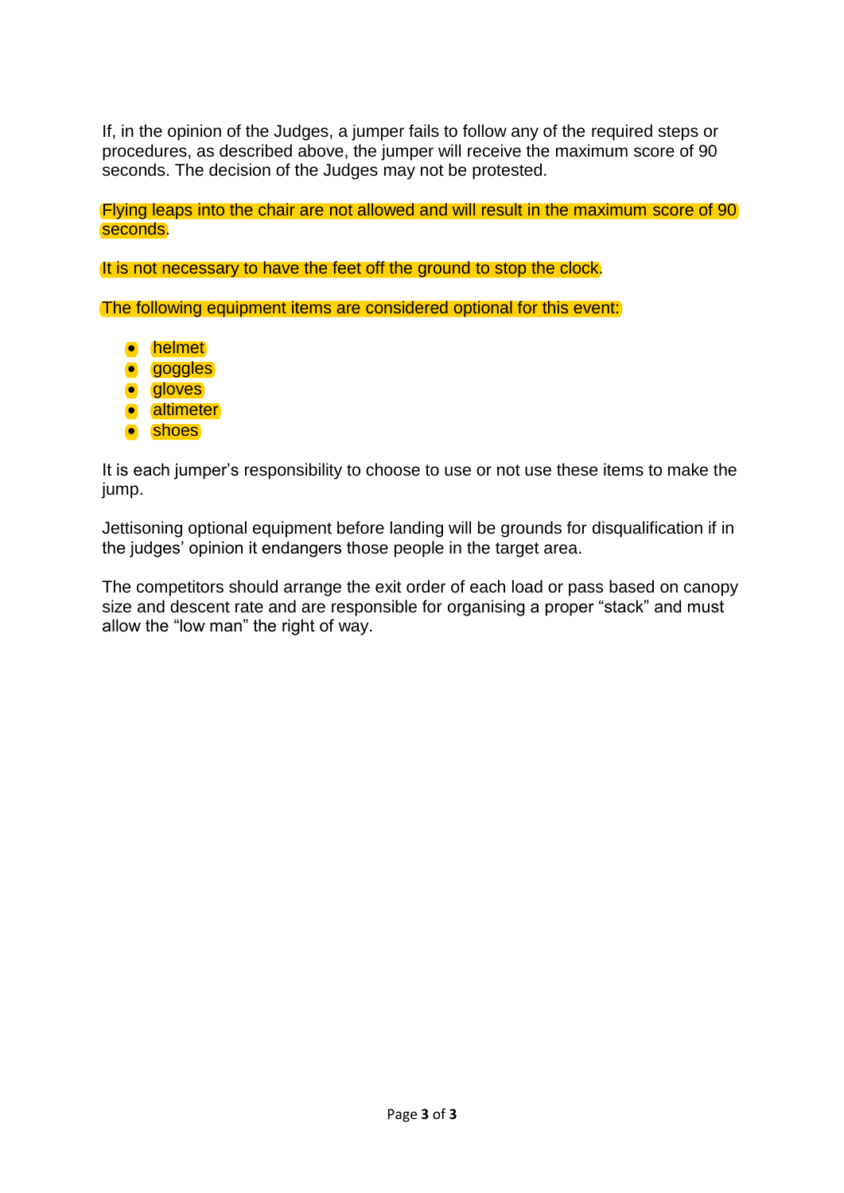If, in the opinion of the Judges, a jumper fails to follow any of the required steps or procedures, as described above, the jumper will receive the maximum score of 90 seconds. The decision of the Judges may not be protested.

Flying leaps into the chair are not allowed and will result in the maximum score of 90 seconds.

It is not necessary to have the feet off the ground to stop the clock.

The following equipment items are considered optional for this event:

- helmet
- goggles
- gloves
- altimeter
- shoes

It is each jumper's responsibility to choose to use or not use these items to make the jump.

Jettisoning optional equipment before landing will be grounds for disqualification if in the judges' opinion it endangers those people in the target area.

The competitors should arrange the exit order of each load or pass based on canopy size and descent rate and are responsible for organising a proper "stack" and must allow the "low man" the right of way.